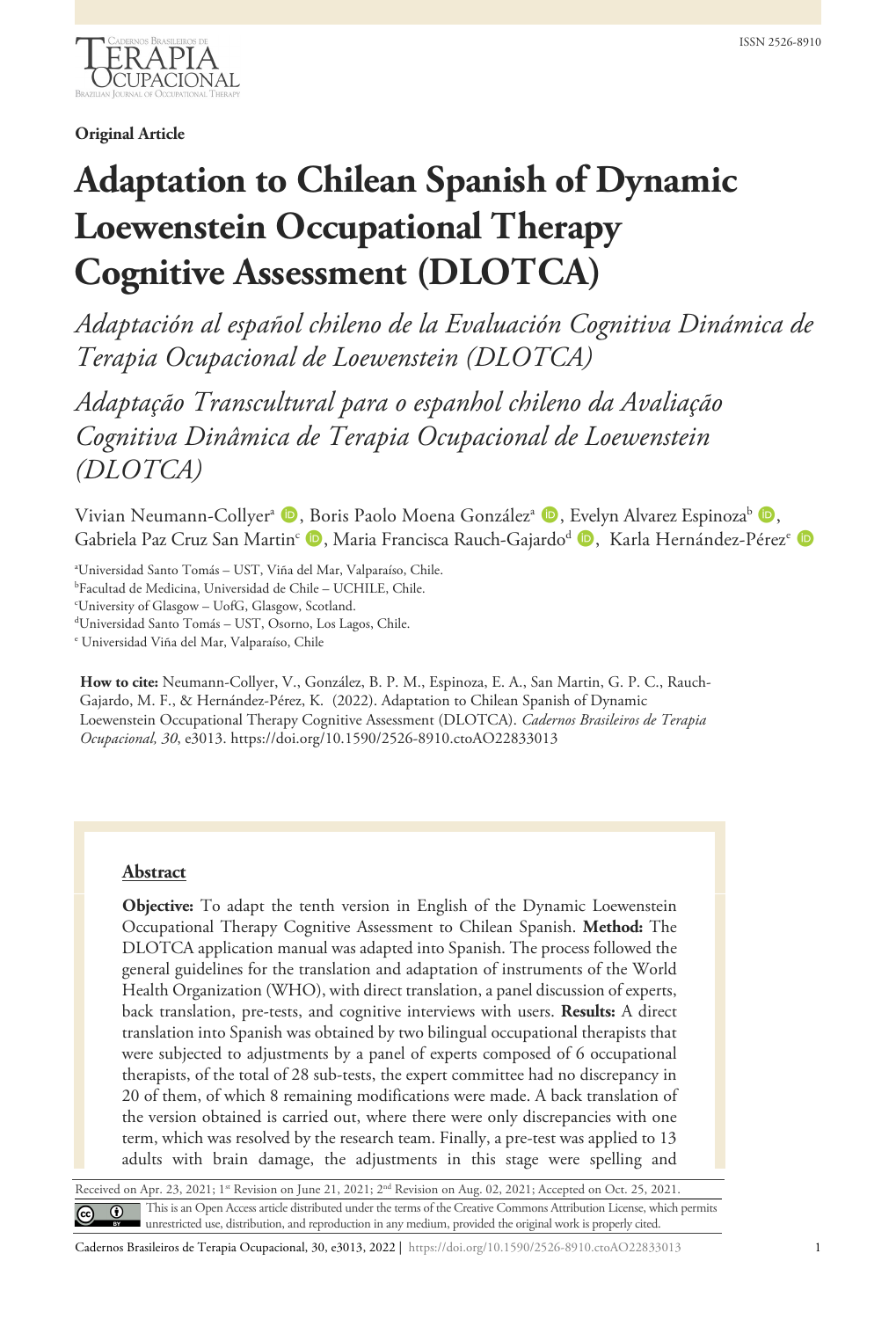Original Article

# Adaptation to Chilean Spanish of Dynamic Loewenstein Occupational Therapy Cognitive Assessment (DLOTCA)

*Adaptación al español chileno de la Evaluación Cognitiva Dinámica de Terapia Ocupacional de Loewenstein (DLOTCA)*

*Adaptação Transcultural para o espanhol chileno da Avaliação Cognitiva Dinâmica de Terapia Ocupacional de Loewenstein (DLOTCA)*

Vivian Neumann-Collyer[a], Boris Paolo Moena González[a], Evelyn Alvarez Espinoza[b], Gabriela Paz Cruz San Martin[c], Maria Francisca Rauch-Gajardo[d], Karla Hernández-Pérez[e]

[a]Universidad Santo Tomás – UST, Viña del Mar, Valparaíso, Chile.
[b]Facultad de Medicina, Universidad de Chile – UCHILE, Chile.
[c]University of Glasgow – UofG, Glasgow, Scotland.
[d]Universidad Santo Tomás – UST, Osorno, Los Lagos, Chile.
[e] Universidad Viña del Mar, Valparaíso, Chile

**How to cite:** Neumann-Collyer, V., González, B. P. M., Espinoza, E. A., San Martin, G. P. C., Rauch-Gajardo, M. F., & Hernández-Pérez, K. (2022). Adaptation to Chilean Spanish of Dynamic Loewenstein Occupational Therapy Cognitive Assessment (DLOTCA). *Cadernos Brasileiros de Terapia Ocupacional, 30*, e3013. https://doi.org/10.1590/2526-8910.ctoAO22833013

## Abstract

**Objective:** To adapt the tenth version in English of the Dynamic Loewenstein Occupational Therapy Cognitive Assessment to Chilean Spanish. **Method:** The DLOTCA application manual was adapted into Spanish. The process followed the general guidelines for the translation and adaptation of instruments of the World Health Organization (WHO), with direct translation, a panel discussion of experts, back translation, pre-tests, and cognitive interviews with users. **Results:** A direct translation into Spanish was obtained by two bilingual occupational therapists that were subjected to adjustments by a panel of experts composed of 6 occupational therapists, of the total of 28 sub-tests, the expert committee had no discrepancy in 20 of them, of which 8 remaining modifications were made. A back translation of the version obtained is carried out, where there were only discrepancies with one term, which was resolved by the research team. Finally, a pre-test was applied to 13 adults with brain damage, the adjustments in this stage were spelling and

Received on Apr. 23, 2021; 1st Revision on June 21, 2021; 2nd Revision on Aug. 02, 2021; Accepted on Oct. 25, 2021.

This is an Open Access article distributed under the terms of the Creative Commons Attribution License, which permits unrestricted use, distribution, and reproduction in any medium, provided the original work is properly cited.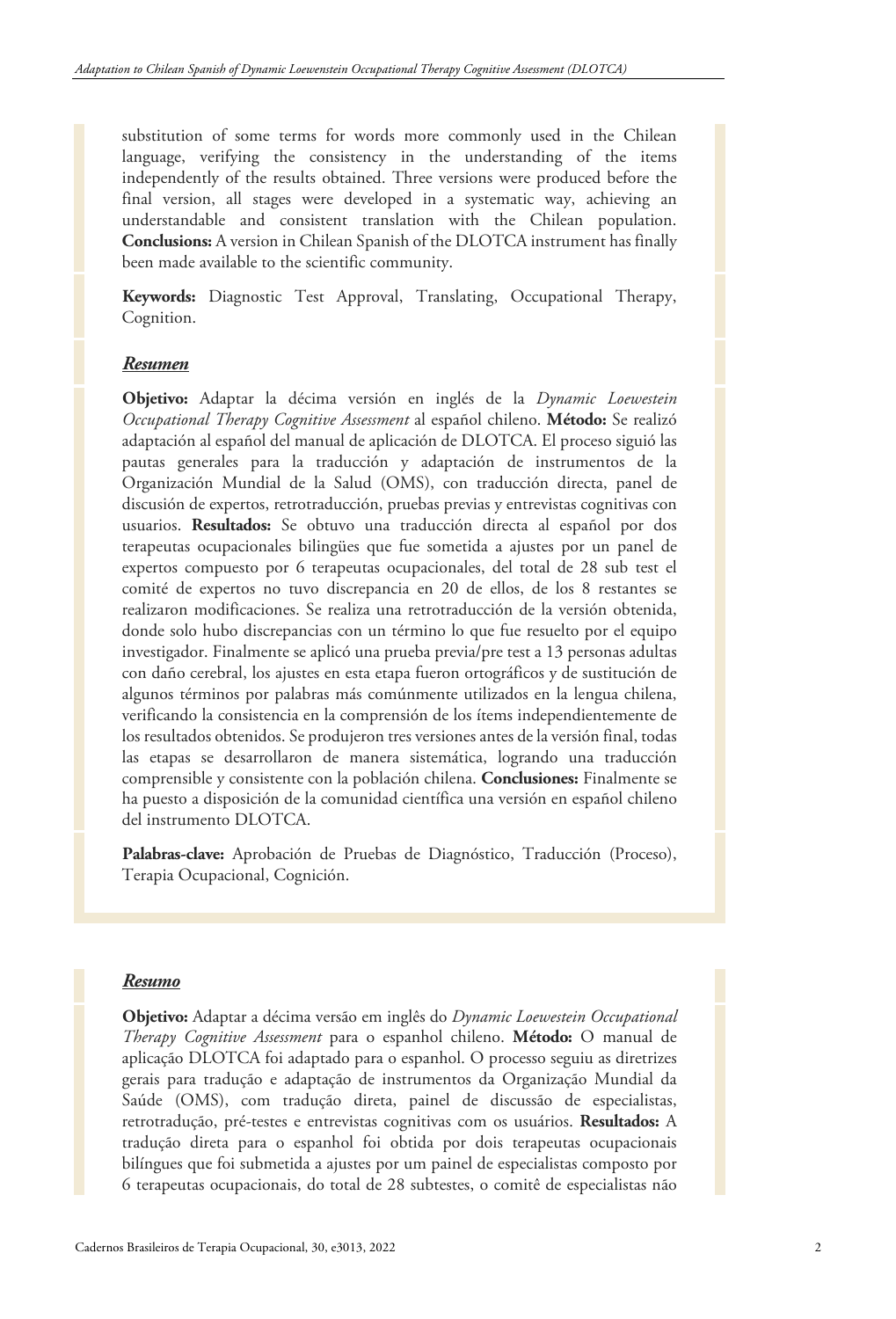substitution of some terms for words more commonly used in the Chilean language, verifying the consistency in the understanding of the items independently of the results obtained. Three versions were produced before the final version, all stages were developed in a systematic way, achieving an understandable and consistent translation with the Chilean population. **Conclusions:** A version in Chilean Spanish of the DLOTCA instrument has finally been made available to the scientific community.

**Keywords:** Diagnostic Test Approval, Translating, Occupational Therapy, Cognition.

## *Resumen*

**Objetivo:** Adaptar la décima versión en inglés de la *Dynamic Loewestein Occupational Therapy Cognitive Assessment* al español chileno. **Método:** Se realizó adaptación al español del manual de aplicación de DLOTCA. El proceso siguió las pautas generales para la traducción y adaptación de instrumentos de la Organización Mundial de la Salud (OMS), con traducción directa, panel de discusión de expertos, retrotraducción, pruebas previas y entrevistas cognitivas con usuarios. **Resultados:** Se obtuvo una traducción directa al español por dos terapeutas ocupacionales bilingües que fue sometida a ajustes por un panel de expertos compuesto por 6 terapeutas ocupacionales, del total de 28 sub test el comité de expertos no tuvo discrepancia en 20 de ellos, de los 8 restantes se realizaron modificaciones. Se realiza una retrotraducción de la versión obtenida, donde solo hubo discrepancias con un término lo que fue resuelto por el equipo investigador. Finalmente se aplicó una prueba previa/pre test a 13 personas adultas con daño cerebral, los ajustes en esta etapa fueron ortográficos y de sustitución de algunos términos por palabras más comúnmente utilizados en la lengua chilena, verificando la consistencia en la comprensión de los ítems independientemente de los resultados obtenidos. Se produjeron tres versiones antes de la versión final, todas las etapas se desarrollaron de manera sistemática, logrando una traducción comprensible y consistente con la población chilena. **Conclusiones:** Finalmente se ha puesto a disposición de la comunidad científica una versión en español chileno del instrumento DLOTCA.

**Palabras-clave:** Aprobación de Pruebas de Diagnóstico, Traducción (Proceso), Terapia Ocupacional, Cognición.

## *Resumo*

**Objetivo:** Adaptar a décima versão em inglês do *Dynamic Loewestein Occupational Therapy Cognitive Assessment* para o espanhol chileno. **Método:** O manual de aplicação DLOTCA foi adaptado para o espanhol. O processo seguiu as diretrizes gerais para tradução e adaptação de instrumentos da Organização Mundial da Saúde (OMS), com tradução direta, painel de discussão de especialistas, retrotradução, pré-testes e entrevistas cognitivas com os usuários. **Resultados:** A tradução direta para o espanhol foi obtida por dois terapeutas ocupacionais bilíngues que foi submetida a ajustes por um painel de especialistas composto por 6 terapeutas ocupacionais, do total de 28 subtestes, o comitê de especialistas não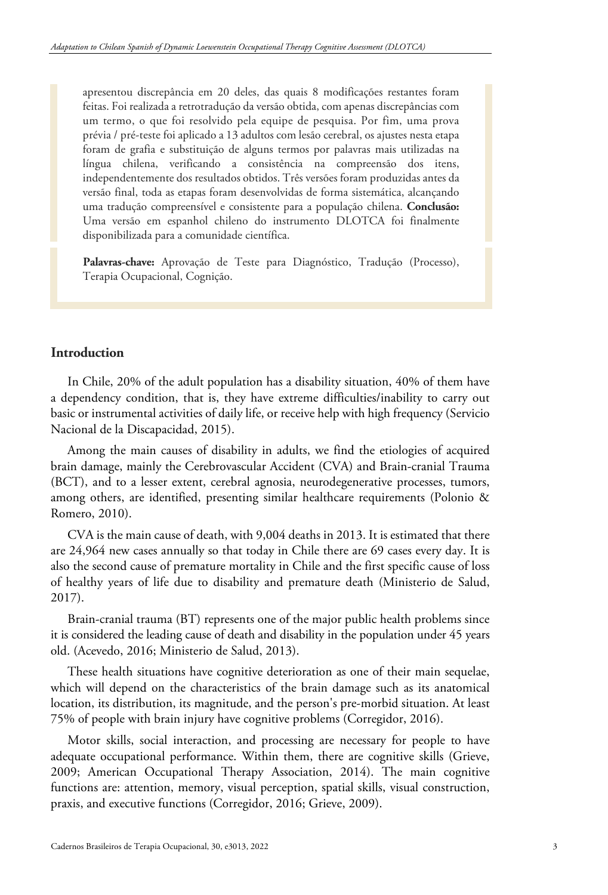apresentou discrepância em 20 deles, das quais 8 modificações restantes foram feitas. Foi realizada a retrotradução da versão obtida, com apenas discrepâncias com um termo, o que foi resolvido pela equipe de pesquisa. Por fim, uma prova prévia / pré-teste foi aplicado a 13 adultos com lesão cerebral, os ajustes nesta etapa foram de grafia e substituição de alguns termos por palavras mais utilizadas na língua chilena, verificando a consistência na compreensão dos itens, independentemente dos resultados obtidos. Três versões foram produzidas antes da versão final, toda as etapas foram desenvolvidas de forma sistemática, alcançando uma tradução compreensível e consistente para a população chilena. **Conclusão:** Uma versão em espanhol chileno do instrumento DLOTCA foi finalmente disponibilizada para a comunidade científica.

**Palavras-chave:** Aprovação de Teste para Diagnóstico, Tradução (Processo), Terapia Ocupacional, Cognição.

## Introduction

In Chile, 20% of the adult population has a disability situation, 40% of them have a dependency condition, that is, they have extreme difficulties/inability to carry out basic or instrumental activities of daily life, or receive help with high frequency (Servicio Nacional de la Discapacidad, 2015).

Among the main causes of disability in adults, we find the etiologies of acquired brain damage, mainly the Cerebrovascular Accident (CVA) and Brain-cranial Trauma (BCT), and to a lesser extent, cerebral agnosia, neurodegenerative processes, tumors, among others, are identified, presenting similar healthcare requirements (Polonio & Romero, 2010).

CVA is the main cause of death, with 9,004 deaths in 2013. It is estimated that there are 24,964 new cases annually so that today in Chile there are 69 cases every day. It is also the second cause of premature mortality in Chile and the first specific cause of loss of healthy years of life due to disability and premature death (Ministerio de Salud, 2017).

Brain-cranial trauma (BT) represents one of the major public health problems since it is considered the leading cause of death and disability in the population under 45 years old. (Acevedo, 2016; Ministerio de Salud, 2013).

These health situations have cognitive deterioration as one of their main sequelae, which will depend on the characteristics of the brain damage such as its anatomical location, its distribution, its magnitude, and the person's pre-morbid situation. At least 75% of people with brain injury have cognitive problems (Corregidor, 2016).

Motor skills, social interaction, and processing are necessary for people to have adequate occupational performance. Within them, there are cognitive skills (Grieve, 2009; American Occupational Therapy Association, 2014). The main cognitive functions are: attention, memory, visual perception, spatial skills, visual construction, praxis, and executive functions (Corregidor, 2016; Grieve, 2009).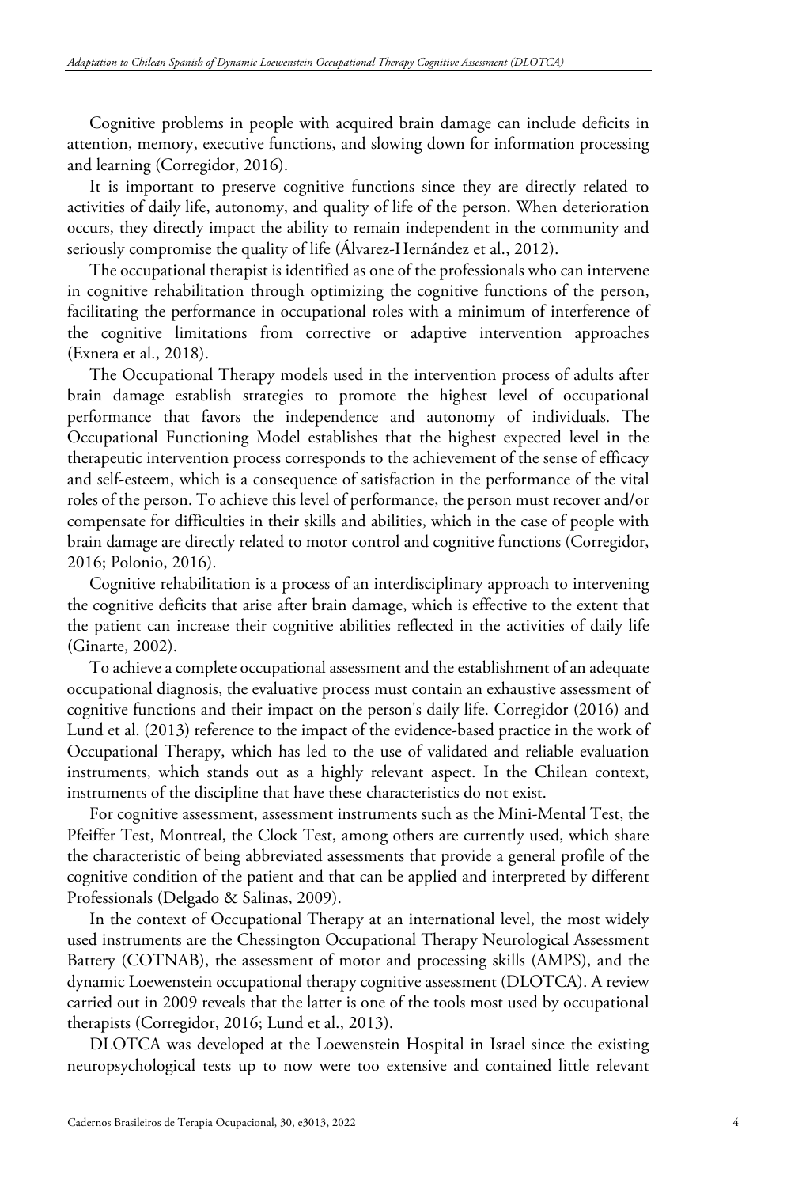Cognitive problems in people with acquired brain damage can include deficits in attention, memory, executive functions, and slowing down for information processing and learning (Corregidor, 2016).

It is important to preserve cognitive functions since they are directly related to activities of daily life, autonomy, and quality of life of the person. When deterioration occurs, they directly impact the ability to remain independent in the community and seriously compromise the quality of life (Álvarez-Hernández et al., 2012).

The occupational therapist is identified as one of the professionals who can intervene in cognitive rehabilitation through optimizing the cognitive functions of the person, facilitating the performance in occupational roles with a minimum of interference of the cognitive limitations from corrective or adaptive intervention approaches (Exnera et al., 2018).

The Occupational Therapy models used in the intervention process of adults after brain damage establish strategies to promote the highest level of occupational performance that favors the independence and autonomy of individuals. The Occupational Functioning Model establishes that the highest expected level in the therapeutic intervention process corresponds to the achievement of the sense of efficacy and self-esteem, which is a consequence of satisfaction in the performance of the vital roles of the person. To achieve this level of performance, the person must recover and/or compensate for difficulties in their skills and abilities, which in the case of people with brain damage are directly related to motor control and cognitive functions (Corregidor, 2016; Polonio, 2016).

Cognitive rehabilitation is a process of an interdisciplinary approach to intervening the cognitive deficits that arise after brain damage, which is effective to the extent that the patient can increase their cognitive abilities reflected in the activities of daily life (Ginarte, 2002).

To achieve a complete occupational assessment and the establishment of an adequate occupational diagnosis, the evaluative process must contain an exhaustive assessment of cognitive functions and their impact on the person's daily life. Corregidor (2016) and Lund et al. (2013) reference to the impact of the evidence-based practice in the work of Occupational Therapy, which has led to the use of validated and reliable evaluation instruments, which stands out as a highly relevant aspect. In the Chilean context, instruments of the discipline that have these characteristics do not exist.

For cognitive assessment, assessment instruments such as the Mini-Mental Test, the Pfeiffer Test, Montreal, the Clock Test, among others are currently used, which share the characteristic of being abbreviated assessments that provide a general profile of the cognitive condition of the patient and that can be applied and interpreted by different Professionals (Delgado & Salinas, 2009).

In the context of Occupational Therapy at an international level, the most widely used instruments are the Chessington Occupational Therapy Neurological Assessment Battery (COTNAB), the assessment of motor and processing skills (AMPS), and the dynamic Loewenstein occupational therapy cognitive assessment (DLOTCA). A review carried out in 2009 reveals that the latter is one of the tools most used by occupational therapists (Corregidor, 2016; Lund et al., 2013).

DLOTCA was developed at the Loewenstein Hospital in Israel since the existing neuropsychological tests up to now were too extensive and contained little relevant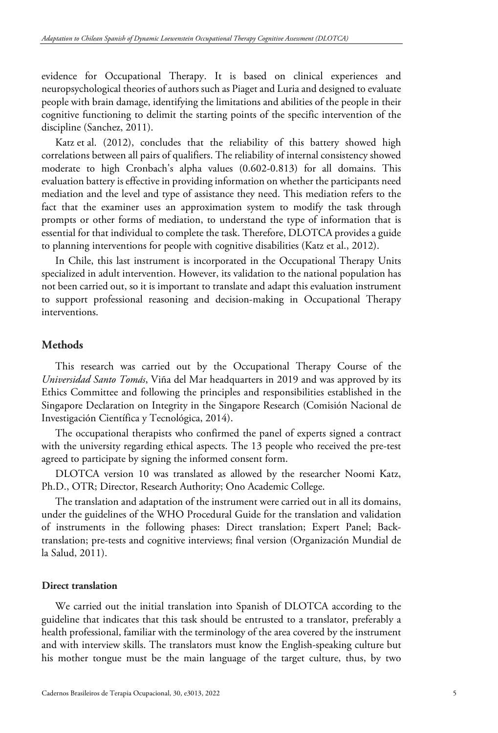evidence for Occupational Therapy. It is based on clinical experiences and neuropsychological theories of authors such as Piaget and Luria and designed to evaluate people with brain damage, identifying the limitations and abilities of the people in their cognitive functioning to delimit the starting points of the specific intervention of the discipline (Sanchez, 2011).

Katz et al. (2012), concludes that the reliability of this battery showed high correlations between all pairs of qualifiers. The reliability of internal consistency showed moderate to high Cronbach's alpha values (0.602-0.813) for all domains. This evaluation battery is effective in providing information on whether the participants need mediation and the level and type of assistance they need. This mediation refers to the fact that the examiner uses an approximation system to modify the task through prompts or other forms of mediation, to understand the type of information that is essential for that individual to complete the task. Therefore, DLOTCA provides a guide to planning interventions for people with cognitive disabilities (Katz et al., 2012).

In Chile, this last instrument is incorporated in the Occupational Therapy Units specialized in adult intervention. However, its validation to the national population has not been carried out, so it is important to translate and adapt this evaluation instrument to support professional reasoning and decision-making in Occupational Therapy interventions.

## Methods

This research was carried out by the Occupational Therapy Course of the *Universidad Santo Tomás*, Viña del Mar headquarters in 2019 and was approved by its Ethics Committee and following the principles and responsibilities established in the Singapore Declaration on Integrity in the Singapore Research (Comisión Nacional de Investigación Científica y Tecnológica, 2014).

The occupational therapists who confirmed the panel of experts signed a contract with the university regarding ethical aspects. The 13 people who received the pre-test agreed to participate by signing the informed consent form.

DLOTCA version 10 was translated as allowed by the researcher Noomi Katz, Ph.D., OTR; Director, Research Authority; Ono Academic College.

The translation and adaptation of the instrument were carried out in all its domains, under the guidelines of the WHO Procedural Guide for the translation and validation of instruments in the following phases: Direct translation; Expert Panel; Back-translation; pre-tests and cognitive interviews; final version (Organización Mundial de la Salud, 2011).

### Direct translation

We carried out the initial translation into Spanish of DLOTCA according to the guideline that indicates that this task should be entrusted to a translator, preferably a health professional, familiar with the terminology of the area covered by the instrument and with interview skills. The translators must know the English-speaking culture but his mother tongue must be the main language of the target culture, thus, by two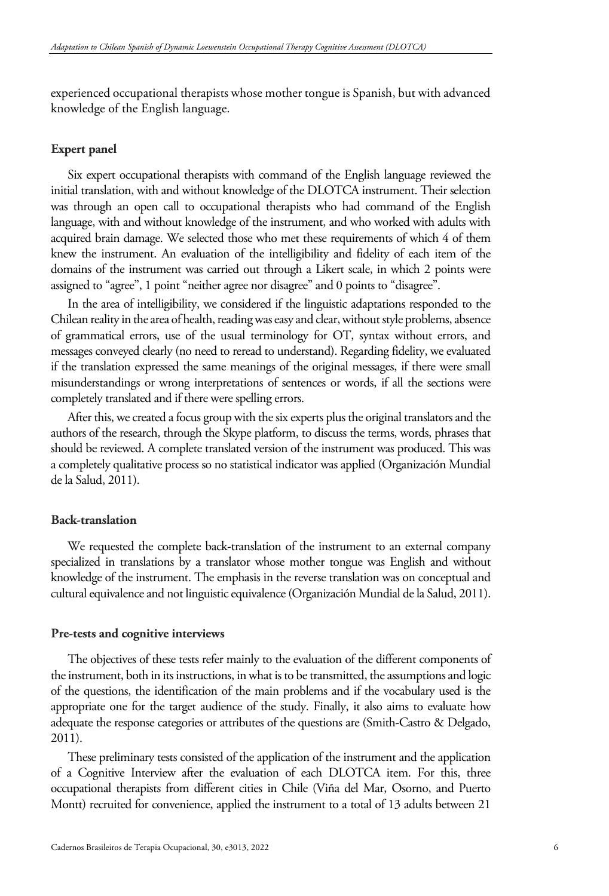experienced occupational therapists whose mother tongue is Spanish, but with advanced knowledge of the English language.

### Expert panel

Six expert occupational therapists with command of the English language reviewed the initial translation, with and without knowledge of the DLOTCA instrument. Their selection was through an open call to occupational therapists who had command of the English language, with and without knowledge of the instrument, and who worked with adults with acquired brain damage. We selected those who met these requirements of which 4 of them knew the instrument. An evaluation of the intelligibility and fidelity of each item of the domains of the instrument was carried out through a Likert scale, in which 2 points were assigned to "agree", 1 point "neither agree nor disagree" and 0 points to "disagree".

In the area of intelligibility, we considered if the linguistic adaptations responded to the Chilean reality in the area of health, reading was easy and clear, without style problems, absence of grammatical errors, use of the usual terminology for OT, syntax without errors, and messages conveyed clearly (no need to reread to understand). Regarding fidelity, we evaluated if the translation expressed the same meanings of the original messages, if there were small misunderstandings or wrong interpretations of sentences or words, if all the sections were completely translated and if there were spelling errors.

After this, we created a focus group with the six experts plus the original translators and the authors of the research, through the Skype platform, to discuss the terms, words, phrases that should be reviewed. A complete translated version of the instrument was produced. This was a completely qualitative process so no statistical indicator was applied (Organización Mundial de la Salud, 2011).

### Back-translation

We requested the complete back-translation of the instrument to an external company specialized in translations by a translator whose mother tongue was English and without knowledge of the instrument. The emphasis in the reverse translation was on conceptual and cultural equivalence and not linguistic equivalence (Organización Mundial de la Salud, 2011).

### Pre-tests and cognitive interviews

The objectives of these tests refer mainly to the evaluation of the different components of the instrument, both in its instructions, in what is to be transmitted, the assumptions and logic of the questions, the identification of the main problems and if the vocabulary used is the appropriate one for the target audience of the study. Finally, it also aims to evaluate how adequate the response categories or attributes of the questions are (Smith-Castro & Delgado, 2011).

These preliminary tests consisted of the application of the instrument and the application of a Cognitive Interview after the evaluation of each DLOTCA item. For this, three occupational therapists from different cities in Chile (Viña del Mar, Osorno, and Puerto Montt) recruited for convenience, applied the instrument to a total of 13 adults between 21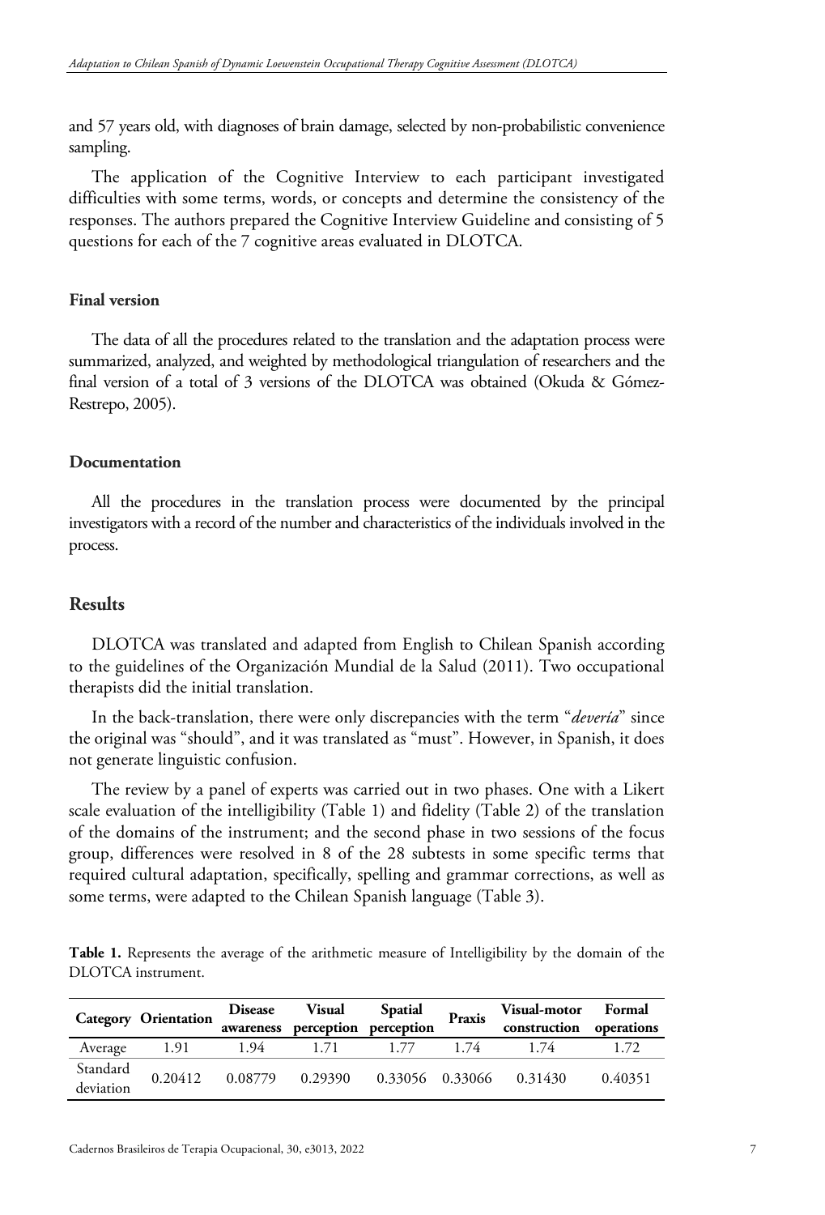and 57 years old, with diagnoses of brain damage, selected by non-probabilistic convenience sampling.

The application of the Cognitive Interview to each participant investigated difficulties with some terms, words, or concepts and determine the consistency of the responses. The authors prepared the Cognitive Interview Guideline and consisting of 5 questions for each of the 7 cognitive areas evaluated in DLOTCA.

### Final version

The data of all the procedures related to the translation and the adaptation process were summarized, analyzed, and weighted by methodological triangulation of researchers and the final version of a total of 3 versions of the DLOTCA was obtained (Okuda & Gómez-Restrepo, 2005).

### Documentation

All the procedures in the translation process were documented by the principal investigators with a record of the number and characteristics of the individuals involved in the process.

## Results

DLOTCA was translated and adapted from English to Chilean Spanish according to the guidelines of the Organización Mundial de la Salud (2011). Two occupational therapists did the initial translation.

In the back-translation, there were only discrepancies with the term "*devería*" since the original was "should", and it was translated as "must". However, in Spanish, it does not generate linguistic confusion.

The review by a panel of experts was carried out in two phases. One with a Likert scale evaluation of the intelligibility (Table 1) and fidelity (Table 2) of the translation of the domains of the instrument; and the second phase in two sessions of the focus group, differences were resolved in 8 of the 28 subtests in some specific terms that required cultural adaptation, specifically, spelling and grammar corrections, as well as some terms, were adapted to the Chilean Spanish language (Table 3).

**Table 1.** Represents the average of the arithmetic measure of Intelligibility by the domain of the DLOTCA instrument.

| Category | Orientation | Disease awareness | Visual perception | Spatial perception | Praxis | Visual-motor construction | Formal operations |
|---|---|---|---|---|---|---|---|
| Average | 1.91 | 1.94 | 1.71 | 1.77 | 1.74 | 1.74 | 1.72 |
| Standard deviation | 0.20412 | 0.08779 | 0.29390 | 0.33056 | 0.33066 | 0.31430 | 0.40351 |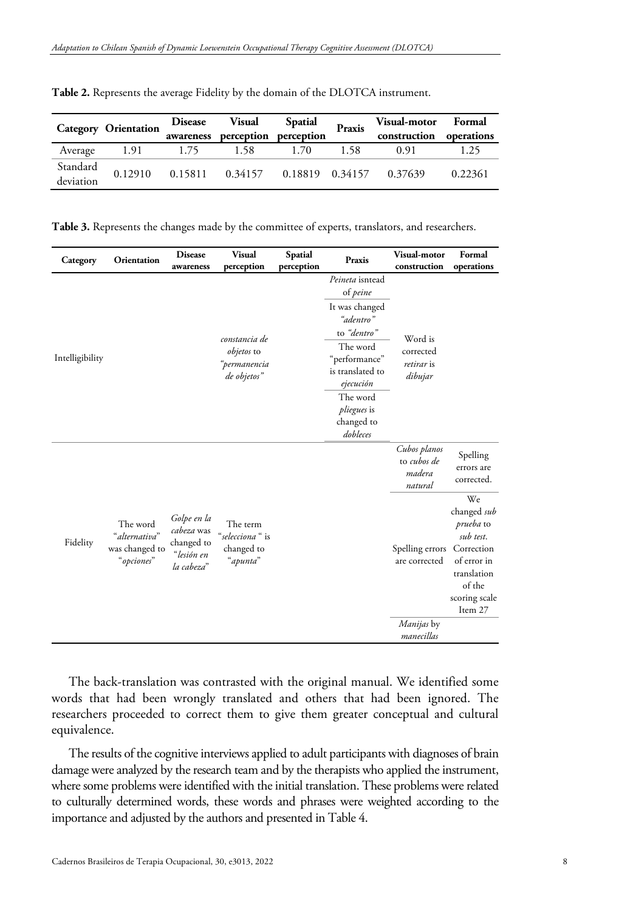**Table 2.** Represents the average Fidelity by the domain of the DLOTCA instrument.

| Category | Orientation | Disease awareness | Visual perception | Spatial perception | Praxis | Visual-motor construction | Formal operations |
|---|---|---|---|---|---|---|---|
| Average | 1.91 | 1.75 | 1.58 | 1.70 | 1.58 | 0.91 | 1.25 |
| Standard deviation | 0.12910 | 0.15811 | 0.34157 | 0.18819 | 0.34157 | 0.37639 | 0.22361 |

**Table 3.** Represents the changes made by the committee of experts, translators, and researchers.

| Category | Orientation | Disease awareness | Visual perception | Spatial perception | Praxis | Visual-motor construction | Formal operations |
|---|---|---|---|---|---|---|---|
| Intelligibility | | | *constancia de objetos* to *"permanencia de objetos"* | | *Peineta* isntead of *peine* | Word is corrected *retirar* is *dibujar* | |
| | | | | | It was changed *"adentro"* to *"dentro"* | | |
| | | | | | The word "performance" is translated to *ejecución* | | |
| | | | | | The word *pliegues* is changed to *dobleces* | | |
| Fidelity | The word "*alternativa*" was changed to "*opciones*" | *Golpe en la cabeza* was changed to "*lesión en la cabeza*" | The term "*selecciona* " is changed to "*apunta*" | | | *Cubos planos* to *cubos de madera natural* | Spelling errors are corrected. |
| | | | | | | Spelling errors are corrected | We changed *sub prueba* to *sub test*. Correction of error in translation of the scoring scale Item 27 |
| | | | | | | *Manijas* by *manecillas* | |

The back-translation was contrasted with the original manual. We identified some words that had been wrongly translated and others that had been ignored. The researchers proceeded to correct them to give them greater conceptual and cultural equivalence.

The results of the cognitive interviews applied to adult participants with diagnoses of brain damage were analyzed by the research team and by the therapists who applied the instrument, where some problems were identified with the initial translation. These problems were related to culturally determined words, these words and phrases were weighted according to the importance and adjusted by the authors and presented in Table 4.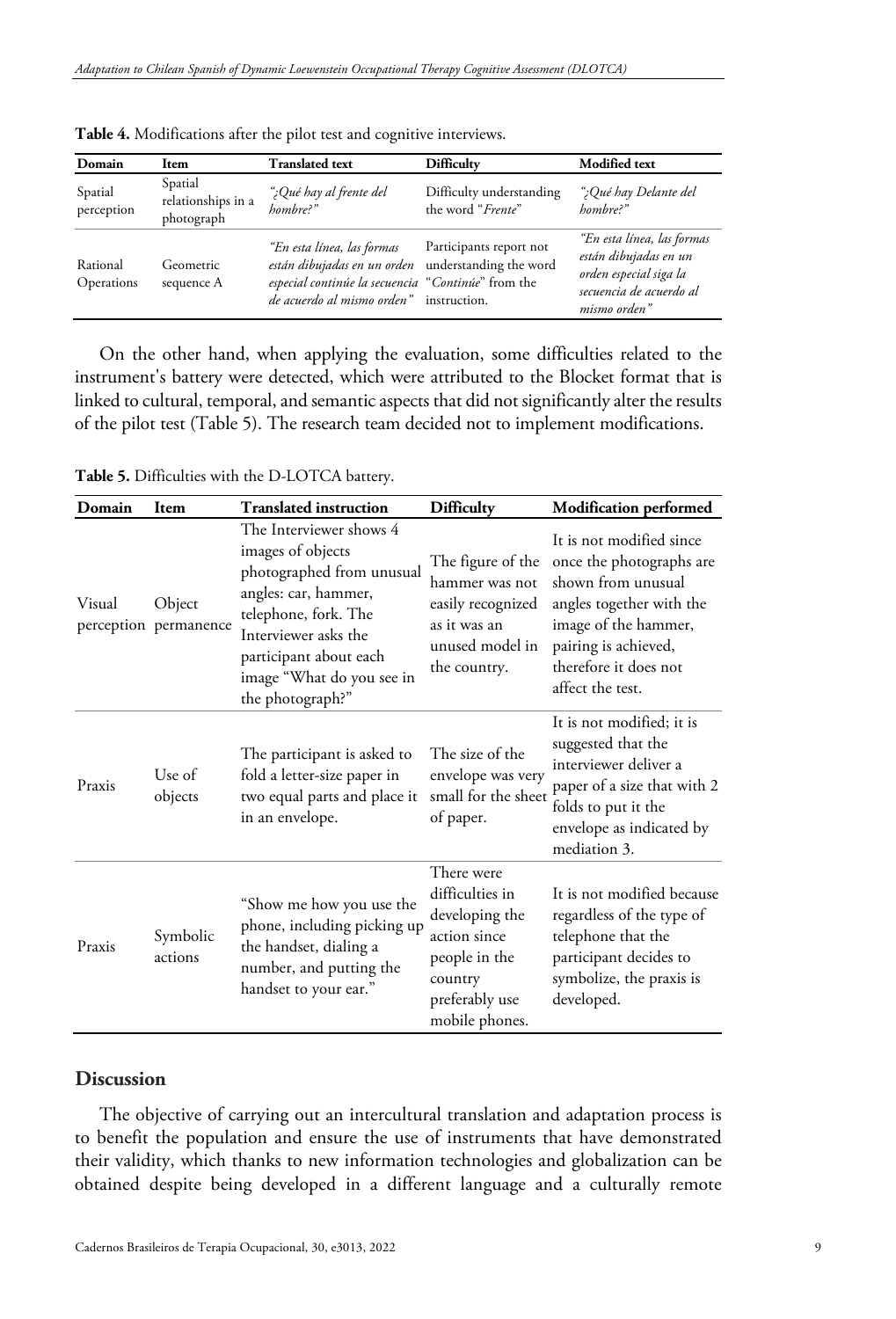**Table 4.** Modifications after the pilot test and cognitive interviews.

| Domain | Item | Translated text | Difficulty | Modified text |
|---|---|---|---|---|
| Spatial perception | Spatial relationships in a photograph | *"¿Qué hay al frente del hombre?"* | Difficulty understanding the word "*Frente*" | *"¿Qué hay Delante del hombre?"* |
| Rational Operations | Geometric sequence A | *"En esta línea, las formas están dibujadas en un orden especial continúe la secuencia de acuerdo al mismo orden"* | Participants report not understanding the word "*Continúe*" from the instruction. | *"En esta línea, las formas están dibujadas en un orden especial siga la secuencia de acuerdo al mismo orden"* |

On the other hand, when applying the evaluation, some difficulties related to the instrument's battery were detected, which were attributed to the Blocket format that is linked to cultural, temporal, and semantic aspects that did not significantly alter the results of the pilot test (Table 5). The research team decided not to implement modifications.

**Table 5.** Difficulties with the D-LOTCA battery.

| Domain | Item | Translated instruction | Difficulty | Modification performed |
|---|---|---|---|---|
| Visual perception | Object permanence | The Interviewer shows 4 images of objects photographed from unusual angles: car, hammer, telephone, fork. The Interviewer asks the participant about each image "What do you see in the photograph?" | The figure of the hammer was not easily recognized as it was an unused model in the country. | It is not modified since once the photographs are shown from unusual angles together with the image of the hammer, pairing is achieved, therefore it does not affect the test. |
| Praxis | Use of objects | The participant is asked to fold a letter-size paper in two equal parts and place it in an envelope. | The size of the envelope was very small for the sheet of paper. | It is not modified; it is suggested that the interviewer deliver a paper of a size that with 2 folds to put it the envelope as indicated by mediation 3. |
| Praxis | Symbolic actions | "Show me how you use the phone, including picking up the handset, dialing a number, and putting the handset to your ear." | There were difficulties in developing the action since people in the country preferably use mobile phones. | It is not modified because regardless of the type of telephone that the participant decides to symbolize, the praxis is developed. |

## Discussion

The objective of carrying out an intercultural translation and adaptation process is to benefit the population and ensure the use of instruments that have demonstrated their validity, which thanks to new information technologies and globalization can be obtained despite being developed in a different language and a culturally remote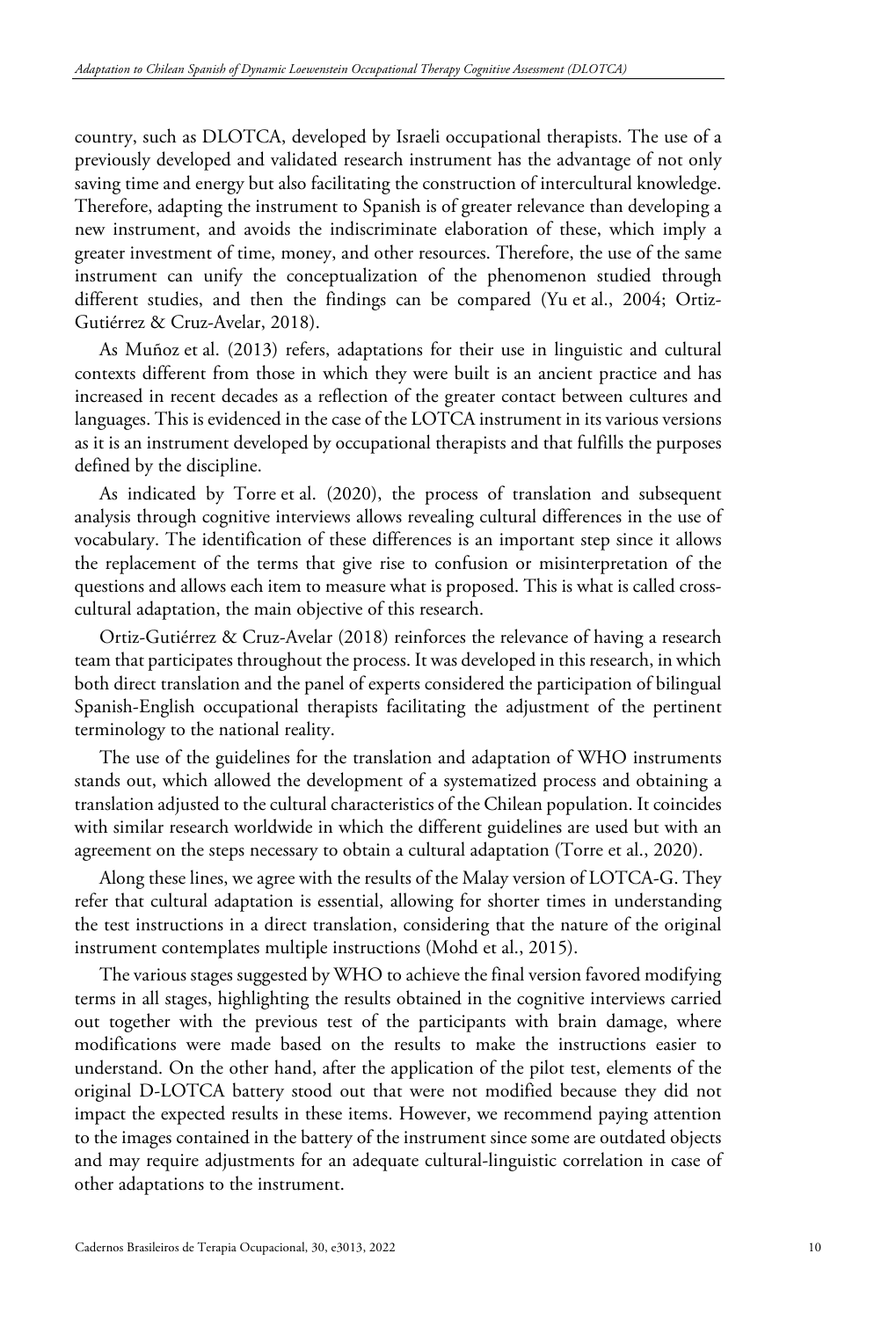country, such as DLOTCA, developed by Israeli occupational therapists. The use of a previously developed and validated research instrument has the advantage of not only saving time and energy but also facilitating the construction of intercultural knowledge. Therefore, adapting the instrument to Spanish is of greater relevance than developing a new instrument, and avoids the indiscriminate elaboration of these, which imply a greater investment of time, money, and other resources. Therefore, the use of the same instrument can unify the conceptualization of the phenomenon studied through different studies, and then the findings can be compared (Yu et al., 2004; Ortiz-Gutiérrez & Cruz-Avelar, 2018).

As Muñoz et al. (2013) refers, adaptations for their use in linguistic and cultural contexts different from those in which they were built is an ancient practice and has increased in recent decades as a reflection of the greater contact between cultures and languages. This is evidenced in the case of the LOTCA instrument in its various versions as it is an instrument developed by occupational therapists and that fulfills the purposes defined by the discipline.

As indicated by Torre et al. (2020), the process of translation and subsequent analysis through cognitive interviews allows revealing cultural differences in the use of vocabulary. The identification of these differences is an important step since it allows the replacement of the terms that give rise to confusion or misinterpretation of the questions and allows each item to measure what is proposed. This is what is called cross-cultural adaptation, the main objective of this research.

Ortiz-Gutiérrez & Cruz-Avelar (2018) reinforces the relevance of having a research team that participates throughout the process. It was developed in this research, in which both direct translation and the panel of experts considered the participation of bilingual Spanish-English occupational therapists facilitating the adjustment of the pertinent terminology to the national reality.

The use of the guidelines for the translation and adaptation of WHO instruments stands out, which allowed the development of a systematized process and obtaining a translation adjusted to the cultural characteristics of the Chilean population. It coincides with similar research worldwide in which the different guidelines are used but with an agreement on the steps necessary to obtain a cultural adaptation (Torre et al., 2020).

Along these lines, we agree with the results of the Malay version of LOTCA-G. They refer that cultural adaptation is essential, allowing for shorter times in understanding the test instructions in a direct translation, considering that the nature of the original instrument contemplates multiple instructions (Mohd et al., 2015).

The various stages suggested by WHO to achieve the final version favored modifying terms in all stages, highlighting the results obtained in the cognitive interviews carried out together with the previous test of the participants with brain damage, where modifications were made based on the results to make the instructions easier to understand. On the other hand, after the application of the pilot test, elements of the original D-LOTCA battery stood out that were not modified because they did not impact the expected results in these items. However, we recommend paying attention to the images contained in the battery of the instrument since some are outdated objects and may require adjustments for an adequate cultural-linguistic correlation in case of other adaptations to the instrument.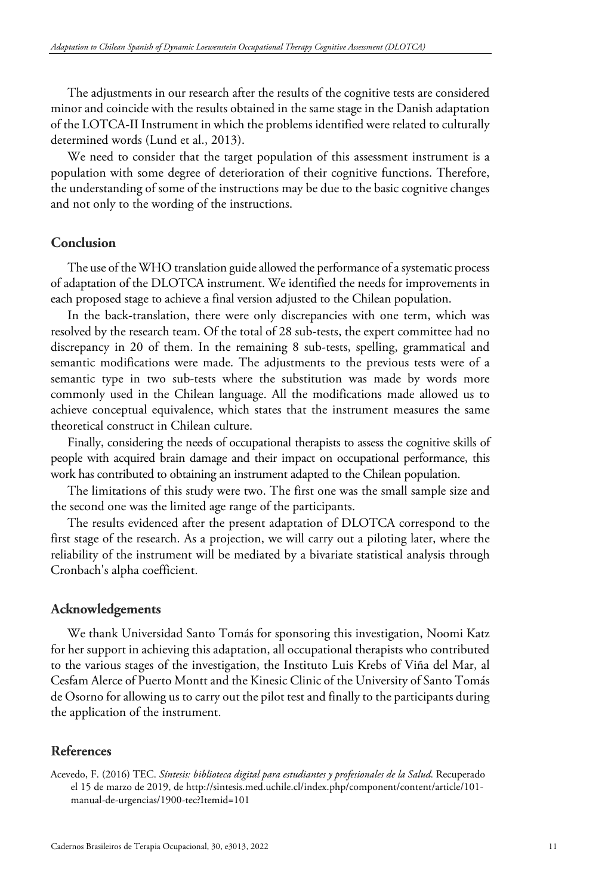The adjustments in our research after the results of the cognitive tests are considered minor and coincide with the results obtained in the same stage in the Danish adaptation of the LOTCA-II Instrument in which the problems identified were related to culturally determined words (Lund et al., 2013).

We need to consider that the target population of this assessment instrument is a population with some degree of deterioration of their cognitive functions. Therefore, the understanding of some of the instructions may be due to the basic cognitive changes and not only to the wording of the instructions.

## Conclusion

The use of the WHO translation guide allowed the performance of a systematic process of adaptation of the DLOTCA instrument. We identified the needs for improvements in each proposed stage to achieve a final version adjusted to the Chilean population.

In the back-translation, there were only discrepancies with one term, which was resolved by the research team. Of the total of 28 sub-tests, the expert committee had no discrepancy in 20 of them. In the remaining 8 sub-tests, spelling, grammatical and semantic modifications were made. The adjustments to the previous tests were of a semantic type in two sub-tests where the substitution was made by words more commonly used in the Chilean language. All the modifications made allowed us to achieve conceptual equivalence, which states that the instrument measures the same theoretical construct in Chilean culture.

Finally, considering the needs of occupational therapists to assess the cognitive skills of people with acquired brain damage and their impact on occupational performance, this work has contributed to obtaining an instrument adapted to the Chilean population.

The limitations of this study were two. The first one was the small sample size and the second one was the limited age range of the participants.

The results evidenced after the present adaptation of DLOTCA correspond to the first stage of the research. As a projection, we will carry out a piloting later, where the reliability of the instrument will be mediated by a bivariate statistical analysis through Cronbach's alpha coefficient.

## Acknowledgements

We thank Universidad Santo Tomás for sponsoring this investigation, Noomi Katz for her support in achieving this adaptation, all occupational therapists who contributed to the various stages of the investigation, the Instituto Luis Krebs of Viña del Mar, al Cesfam Alerce of Puerto Montt and the Kinesic Clinic of the University of Santo Tomás de Osorno for allowing us to carry out the pilot test and finally to the participants during the application of the instrument.

## References

Acevedo, F. (2016) TEC. *Síntesis: biblioteca digital para estudiantes y profesionales de la Salud*. Recuperado el 15 de marzo de 2019, de http://sintesis.med.uchile.cl/index.php/component/content/article/101-manual-de-urgencias/1900-tec?Itemid=101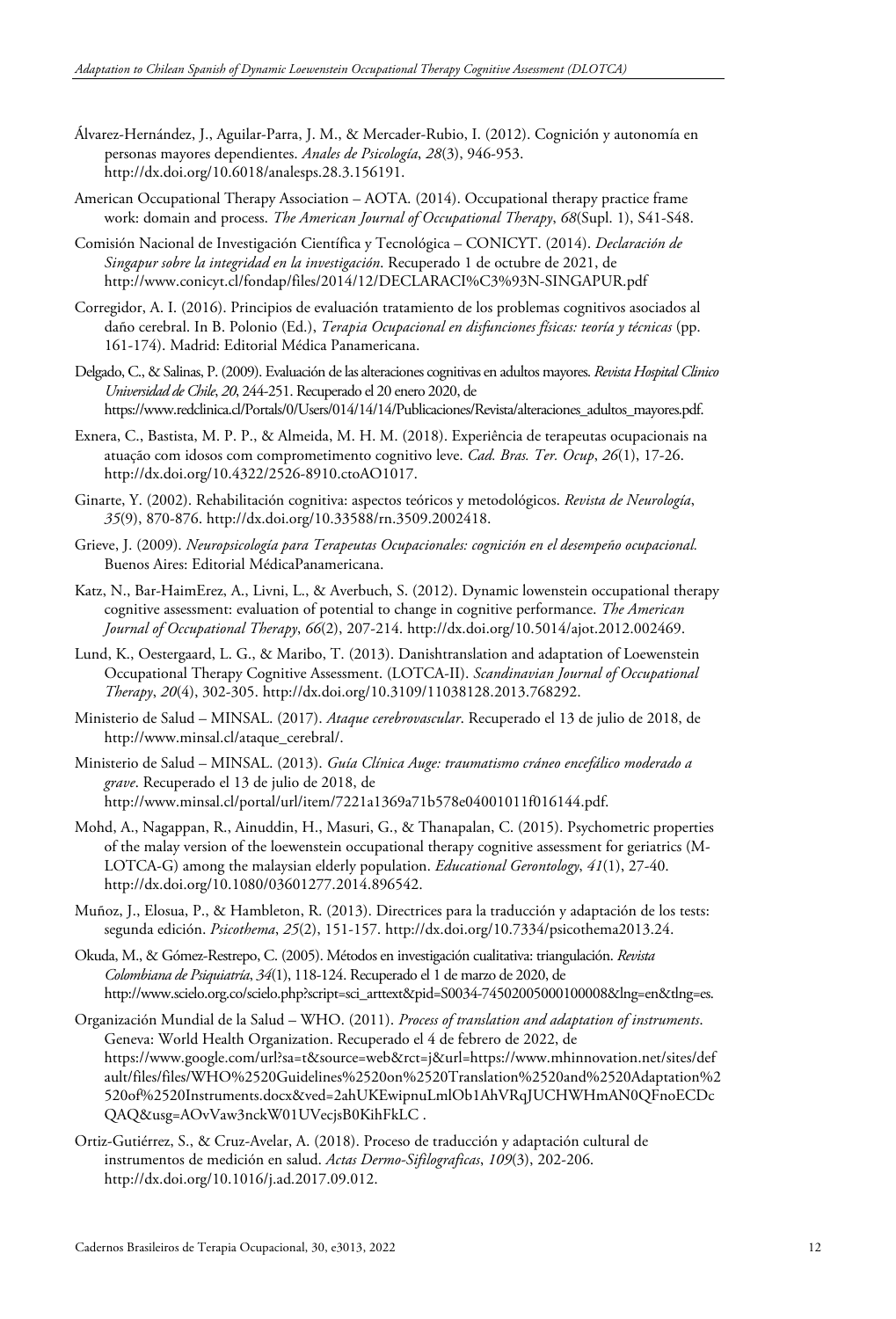Álvarez-Hernández, J., Aguilar-Parra, J. M., & Mercader-Rubio, I. (2012). Cognición y autonomía en personas mayores dependientes. *Anales de Psicología*, *28*(3), 946-953. http://dx.doi.org/10.6018/analesps.28.3.156191.

American Occupational Therapy Association – AOTA. (2014). Occupational therapy practice frame work: domain and process. *The American Journal of Occupational Therapy*, *68*(Supl. 1), S41-S48.

Comisión Nacional de Investigación Científica y Tecnológica – CONICYT. (2014). *Declaración de Singapur sobre la integridad en la investigación*. Recuperado 1 de octubre de 2021, de http://www.conicyt.cl/fondap/files/2014/12/DECLARACI%C3%93N-SINGAPUR.pdf

Corregidor, A. I. (2016). Principios de evaluación tratamiento de los problemas cognitivos asociados al daño cerebral. In B. Polonio (Ed.), *Terapia Ocupacional en disfunciones físicas: teoría y técnicas* (pp. 161-174). Madrid: Editorial Médica Panamericana.

Delgado, C., & Salinas, P. (2009). Evaluación de las alteraciones cognitivas en adultos mayores. *Revista Hospital Clinico Universidad de Chile*, *20*, 244-251. Recuperado el 20 enero 2020, de https://www.redclinica.cl/Portals/0/Users/014/14/14/Publicaciones/Revista/alteraciones_adultos_mayores.pdf.

Exnera, C., Bastista, M. P. P., & Almeida, M. H. M. (2018). Experiência de terapeutas ocupacionais na atuação com idosos com comprometimento cognitivo leve. *Cad. Bras. Ter. Ocup*, *26*(1), 17-26. http://dx.doi.org/10.4322/2526-8910.ctoAO1017.

Ginarte, Y. (2002). Rehabilitación cognitiva: aspectos teóricos y metodológicos. *Revista de Neurología*, *35*(9), 870-876. http://dx.doi.org/10.33588/rn.3509.2002418.

Grieve, J. (2009). *Neuropsicología para Terapeutas Ocupacionales: cognición en el desempeño ocupacional.* Buenos Aires: Editorial MédicaPanamericana.

Katz, N., Bar-HaimErez, A., Livni, L., & Averbuch, S. (2012). Dynamic lowenstein occupational therapy cognitive assessment: evaluation of potential to change in cognitive performance. *The American Journal of Occupational Therapy*, *66*(2), 207-214. http://dx.doi.org/10.5014/ajot.2012.002469.

Lund, K., Oestergaard, L. G., & Maribo, T. (2013). Danishtranslation and adaptation of Loewenstein Occupational Therapy Cognitive Assessment. (LOTCA-II). *Scandinavian Journal of Occupational Therapy*, *20*(4), 302-305. http://dx.doi.org/10.3109/11038128.2013.768292.

Ministerio de Salud – MINSAL. (2017). *Ataque cerebrovascular*. Recuperado el 13 de julio de 2018, de http://www.minsal.cl/ataque_cerebral/.

Ministerio de Salud – MINSAL. (2013). *Guía Clínica Auge: traumatismo cráneo encefálico moderado a grave*. Recuperado el 13 de julio de 2018, de http://www.minsal.cl/portal/url/item/7221a1369a71b578e04001011f016144.pdf.

Mohd, A., Nagappan, R., Ainuddin, H., Masuri, G., & Thanapalan, C. (2015). Psychometric properties of the malay version of the loewenstein occupational therapy cognitive assessment for geriatrics (M-LOTCA-G) among the malaysian elderly population. *Educational Gerontology*, *41*(1), 27-40. http://dx.doi.org/10.1080/03601277.2014.896542.

Muñoz, J., Elosua, P., & Hambleton, R. (2013). Directrices para la traducción y adaptación de los tests: segunda edición. *Psicothema*, *25*(2), 151-157. http://dx.doi.org/10.7334/psicothema2013.24.

Okuda, M., & Gómez-Restrepo, C. (2005). Métodos en investigación cualitativa: triangulación. *Revista Colombiana de Psiquiatría*, *34*(1), 118-124. Recuperado el 1 de marzo de 2020, de http://www.scielo.org.co/scielo.php?script=sci_arttext&pid=S0034-74502005000100008&lng=en&tlng=es.

Organización Mundial de la Salud – WHO. (2011). *Process of translation and adaptation of instruments*. Geneva: World Health Organization. Recuperado el 4 de febrero de 2022, de https://www.google.com/url?sa=t&source=web&rct=j&url=https://www.mhinnovation.net/sites/default/files/files/WHO%2520Guidelines%2520on%2520Translation%2520and%2520Adaptation%2520of%2520Instruments.docx&ved=2ahUKEwipnuLmlOb1AhVRqJUCHWHmAN0QFnoECDcQAQ&usg=AOvVaw3nckW01UVecjsB0KihFkLC .

Ortiz-Gutiérrez, S., & Cruz-Avelar, A. (2018). Proceso de traducción y adaptación cultural de instrumentos de medición en salud. *Actas Dermo-Sifilograficas*, *109*(3), 202-206. http://dx.doi.org/10.1016/j.ad.2017.09.012.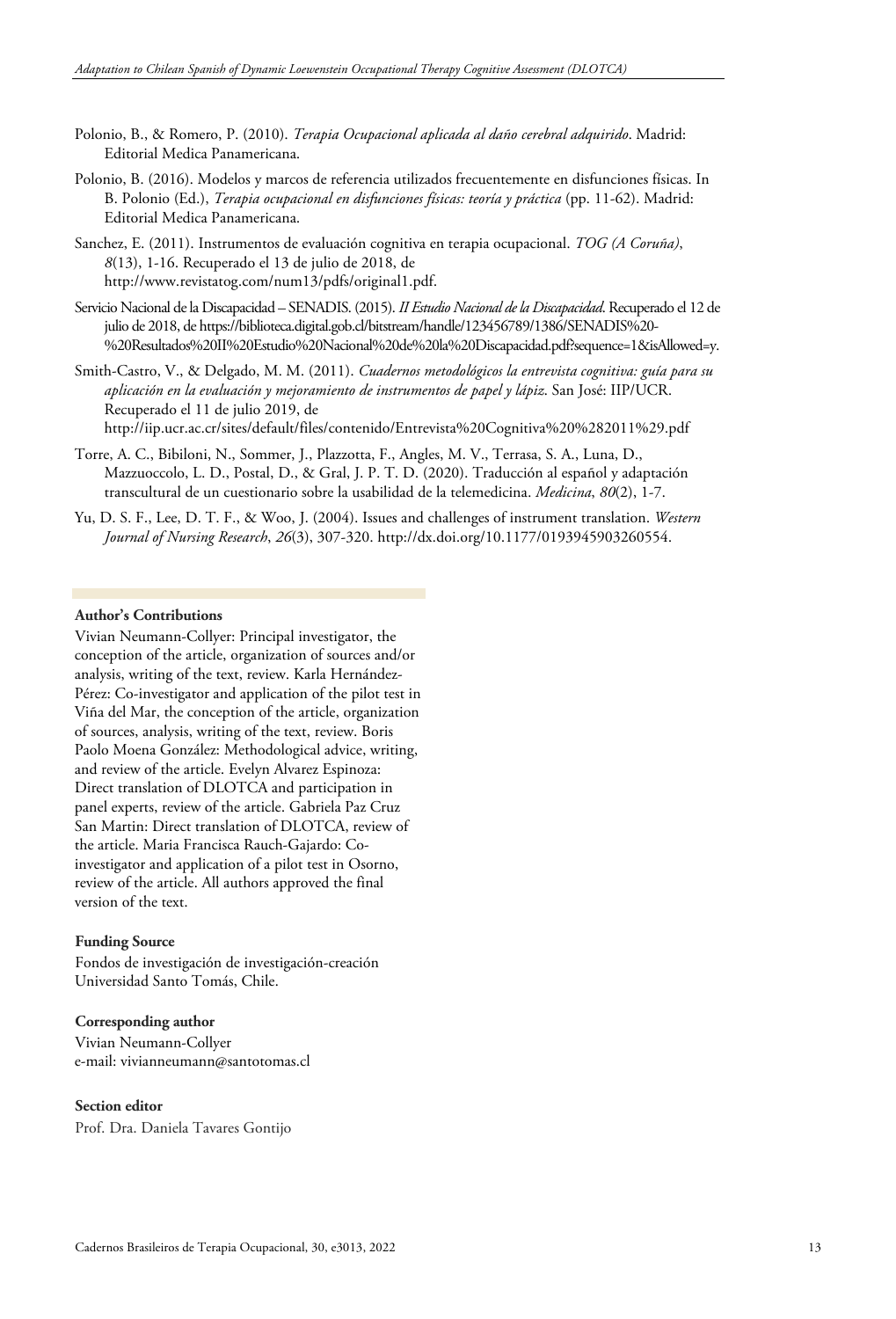Polonio, B., & Romero, P. (2010). *Terapia Ocupacional aplicada al daño cerebral adquirido*. Madrid: Editorial Medica Panamericana.

Polonio, B. (2016). Modelos y marcos de referencia utilizados frecuentemente en disfunciones físicas. In B. Polonio (Ed.), *Terapia ocupacional en disfunciones físicas: teoría y práctica* (pp. 11-62). Madrid: Editorial Medica Panamericana.

Sanchez, E. (2011). Instrumentos de evaluación cognitiva en terapia ocupacional. *TOG (A Coruña)*, *8*(13), 1-16. Recuperado el 13 de julio de 2018, de http://www.revistatog.com/num13/pdfs/original1.pdf.

Servicio Nacional de la Discapacidad – SENADIS. (2015). *II Estudio Nacional de la Discapacidad*. Recuperado el 12 de julio de 2018, de https://biblioteca.digital.gob.cl/bitstream/handle/123456789/1386/SENADIS%20-%20Resultados%20II%20Estudio%20Nacional%20de%20la%20Discapacidad.pdf?sequence=1&isAllowed=y.

Smith-Castro, V., & Delgado, M. M. (2011). *Cuadernos metodológicos la entrevista cognitiva: guía para su aplicación en la evaluación y mejoramiento de instrumentos de papel y lápiz*. San José: IIP/UCR. Recuperado el 11 de julio 2019, de http://iip.ucr.ac.cr/sites/default/files/contenido/Entrevista%20Cognitiva%20%282011%29.pdf

Torre, A. C., Bibiloni, N., Sommer, J., Plazzotta, F., Angles, M. V., Terrasa, S. A., Luna, D., Mazzuoccolo, L. D., Postal, D., & Gral, J. P. T. D. (2020). Traducción al español y adaptación transcultural de un cuestionario sobre la usabilidad de la telemedicina. *Medicina*, *80*(2), 1-7.

Yu, D. S. F., Lee, D. T. F., & Woo, J. (2004). Issues and challenges of instrument translation. *Western Journal of Nursing Research*, *26*(3), 307-320. http://dx.doi.org/10.1177/0193945903260554.

**Author's Contributions**

Vivian Neumann-Collyer: Principal investigator, the conception of the article, organization of sources and/or analysis, writing of the text, review. Karla Hernández-Pérez: Co-investigator and application of the pilot test in Viña del Mar, the conception of the article, organization of sources, analysis, writing of the text, review. Boris Paolo Moena González: Methodological advice, writing, and review of the article. Evelyn Alvarez Espinoza: Direct translation of DLOTCA and participation in panel experts, review of the article. Gabriela Paz Cruz San Martin: Direct translation of DLOTCA, review of the article. Maria Francisca Rauch-Gajardo: Co-investigator and application of a pilot test in Osorno, review of the article. All authors approved the final version of the text.

**Funding Source**

Fondos de investigación de investigación-creación Universidad Santo Tomás, Chile.

**Corresponding author**

Vivian Neumann-Collyer
e-mail: vivianneumann@santotomas.cl

**Section editor**

Prof. Dra. Daniela Tavares Gontijo